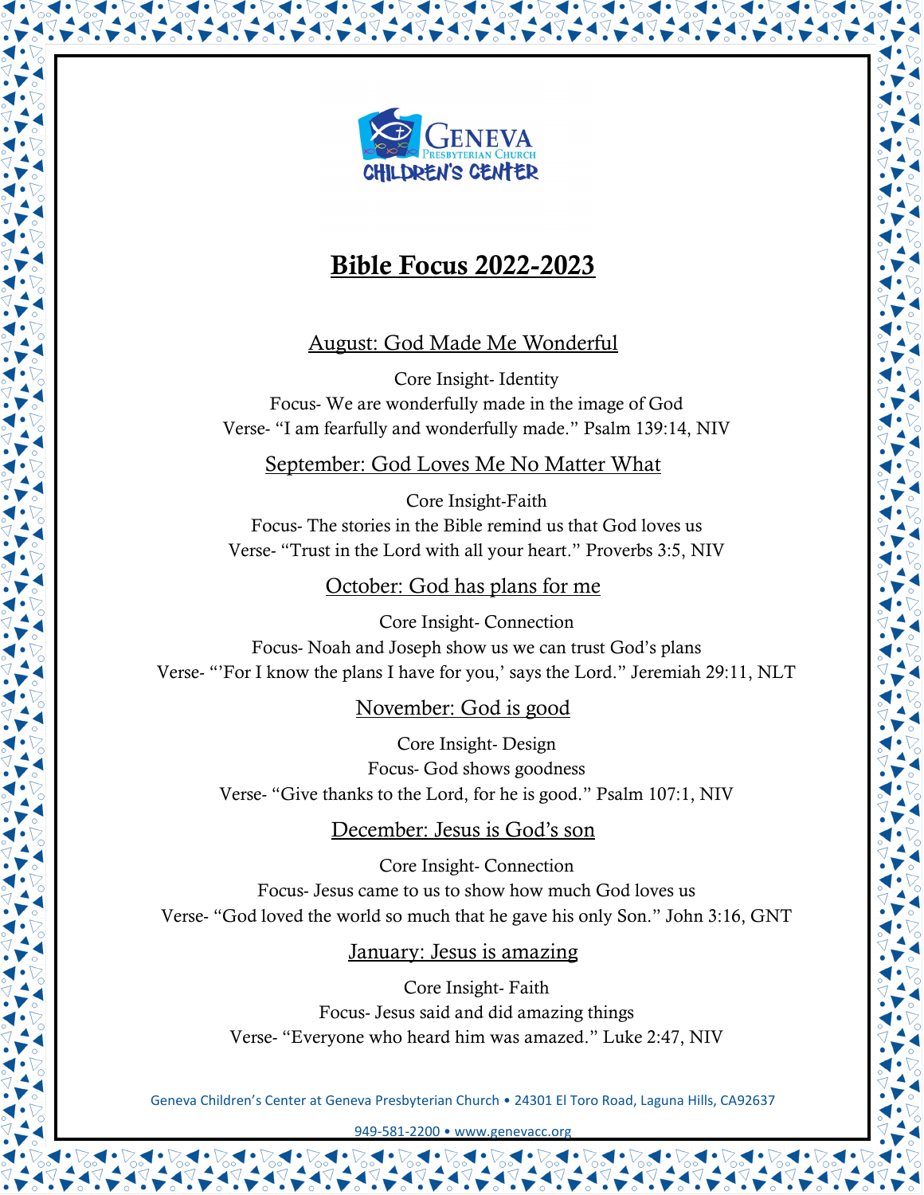GENEVA
PRESBYTERIAN CHURCH
CHILDREN'S CENTER

# Bible Focus 2022-2023

## August: God Made Me Wonderful

Core Insight- Identity
Focus- We are wonderfully made in the image of God
Verse- "I am fearfully and wonderfully made." Psalm 139:14, NIV

## September: God Loves Me No Matter What

Core Insight-Faith
Focus- The stories in the Bible remind us that God loves us
Verse- "Trust in the Lord with all your heart." Proverbs 3:5, NIV

## October: God has plans for me

Core Insight- Connection
Focus- Noah and Joseph show us we can trust God's plans
Verse- "'For I know the plans I have for you,' says the Lord." Jeremiah 29:11, NLT

## November: God is good

Core Insight- Design
Focus- God shows goodness
Verse- "Give thanks to the Lord, for he is good." Psalm 107:1, NIV

## December: Jesus is God's son

Core Insight- Connection
Focus- Jesus came to us to show how much God loves us
Verse- "God loved the world so much that he gave his only Son." John 3:16, GNT

## January: Jesus is amazing

Core Insight- Faith
Focus- Jesus said and did amazing things
Verse- "Everyone who heard him was amazed." Luke 2:47, NIV

Geneva Children's Center at Geneva Presbyterian Church • 24301 El Toro Road, Laguna Hills, CA92637

949-581-2200 • www.genevacc.org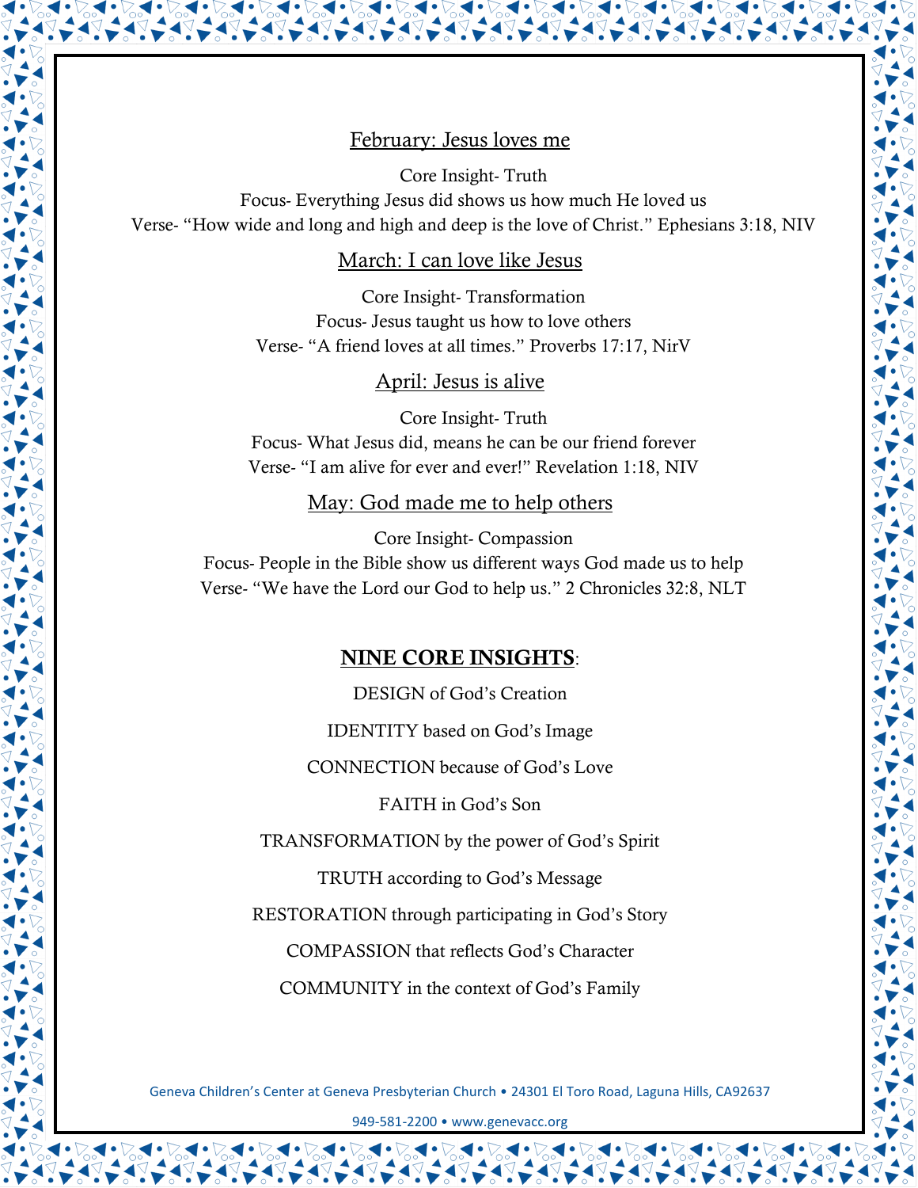## February: Jesus loves me

Core Insight- Truth
Focus- Everything Jesus did shows us how much He loved us
Verse- "How wide and long and high and deep is the love of Christ." Ephesians 3:18, NIV

## March: I can love like Jesus

Core Insight- Transformation
Focus- Jesus taught us how to love others
Verse- "A friend loves at all times." Proverbs 17:17, NirV

## April: Jesus is alive

Core Insight- Truth
Focus- What Jesus did, means he can be our friend forever
Verse- "I am alive for ever and ever!" Revelation 1:18, NIV

## May: God made me to help others

Core Insight- Compassion
Focus- People in the Bible show us different ways God made us to help
Verse- "We have the Lord our God to help us." 2 Chronicles 32:8, NLT

## **NINE CORE INSIGHTS**:

DESIGN of God's Creation

IDENTITY based on God's Image

CONNECTION because of God's Love

FAITH in God's Son

TRANSFORMATION by the power of God's Spirit

TRUTH according to God's Message

RESTORATION through participating in God's Story

COMPASSION that reflects God's Character

COMMUNITY in the context of God's Family

Geneva Children's Center at Geneva Presbyterian Church • 24301 El Toro Road, Laguna Hills, CA92637

949-581-2200 • www.genevacc.org